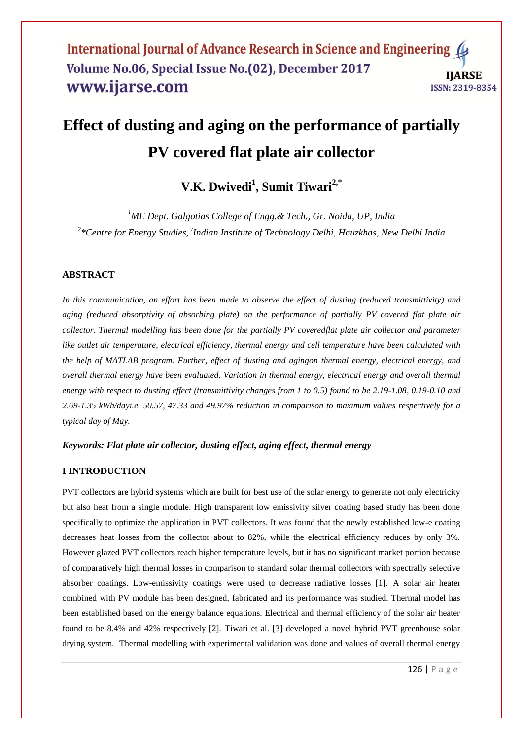# Effect of dusting and aging on the performance of partially PV covered flat plate air collector

**V.K. Dwivedi[1], Sumit Tiwari[2,*]**

*[1]ME Dept. Galgotias College of Engg.& Tech., Gr. Noida, UP, India*

*[2]*Centre for Energy Studies, Indian Institute of Technology Delhi, Hauzkhas, New Delhi India*

## ABSTRACT

*In this communication, an effort has been made to observe the effect of dusting (reduced transmittivity) and aging (reduced absorptivity of absorbing plate) on the performance of partially PV covered flat plate air collector. Thermal modelling has been done for the partially PV coveredflat plate air collector and parameter like outlet air temperature, electrical efficiency, thermal energy and cell temperature have been calculated with the help of MATLAB program. Further, effect of dusting and agingon thermal energy, electrical energy, and overall thermal energy have been evaluated. Variation in thermal energy, electrical energy and overall thermal energy with respect to dusting effect (transmittivity changes from 1 to 0.5) found to be 2.19-1.08, 0.19-0.10 and 2.69-1.35 kWh/dayi.e. 50.57, 47.33 and 49.97% reduction in comparison to maximum values respectively for a typical day of May.*

***Keywords: Flat plate air collector, dusting effect, aging effect, thermal energy***

## I INTRODUCTION

PVT collectors are hybrid systems which are built for best use of the solar energy to generate not only electricity but also heat from a single module. High transparent low emissivity silver coating based study has been done specifically to optimize the application in PVT collectors. It was found that the newly established low-e coating decreases heat losses from the collector about to 82%, while the electrical efficiency reduces by only 3%. However glazed PVT collectors reach higher temperature levels, but it has no significant market portion because of comparatively high thermal losses in comparison to standard solar thermal collectors with spectrally selective absorber coatings. Low-emissivity coatings were used to decrease radiative losses [1]. A solar air heater combined with PV module has been designed, fabricated and its performance was studied. Thermal model has been established based on the energy balance equations. Electrical and thermal efficiency of the solar air heater found to be 8.4% and 42% respectively [2]. Tiwari et al. [3] developed a novel hybrid PVT greenhouse solar drying system. Thermal modelling with experimental validation was done and values of overall thermal energy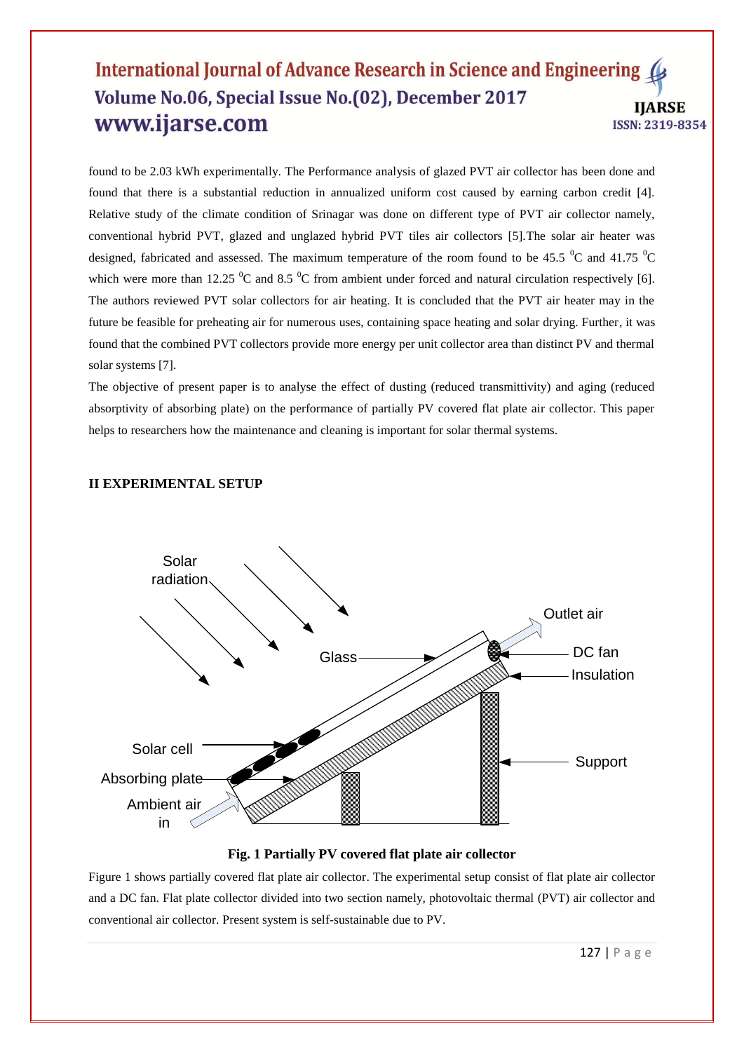found to be 2.03 kWh experimentally. The Performance analysis of glazed PVT air collector has been done and found that there is a substantial reduction in annualized uniform cost caused by earning carbon credit [4]. Relative study of the climate condition of Srinagar was done on different type of PVT air collector namely, conventional hybrid PVT, glazed and unglazed hybrid PVT tiles air collectors [5].The solar air heater was designed, fabricated and assessed. The maximum temperature of the room found to be 45.5 $^0$C and 41.75 $^0$C which were more than 12.25 $^0$C and 8.5 $^0$C from ambient under forced and natural circulation respectively [6]. The authors reviewed PVT solar collectors for air heating. It is concluded that the PVT air heater may in the future be feasible for preheating air for numerous uses, containing space heating and solar drying. Further, it was found that the combined PVT collectors provide more energy per unit collector area than distinct PV and thermal solar systems [7].

The objective of present paper is to analyse the effect of dusting (reduced transmittivity) and aging (reduced absorptivity of absorbing plate) on the performance of partially PV covered flat plate air collector. This paper helps to researchers how the maintenance and cleaning is important for solar thermal systems.

## II EXPERIMENTAL SETUP

**Fig. 1 Partially PV covered flat plate air collector**

Figure 1 shows partially covered flat plate air collector. The experimental setup consist of flat plate air collector and a DC fan. Flat plate collector divided into two section namely, photovoltaic thermal (PVT) air collector and conventional air collector. Present system is self-sustainable due to PV.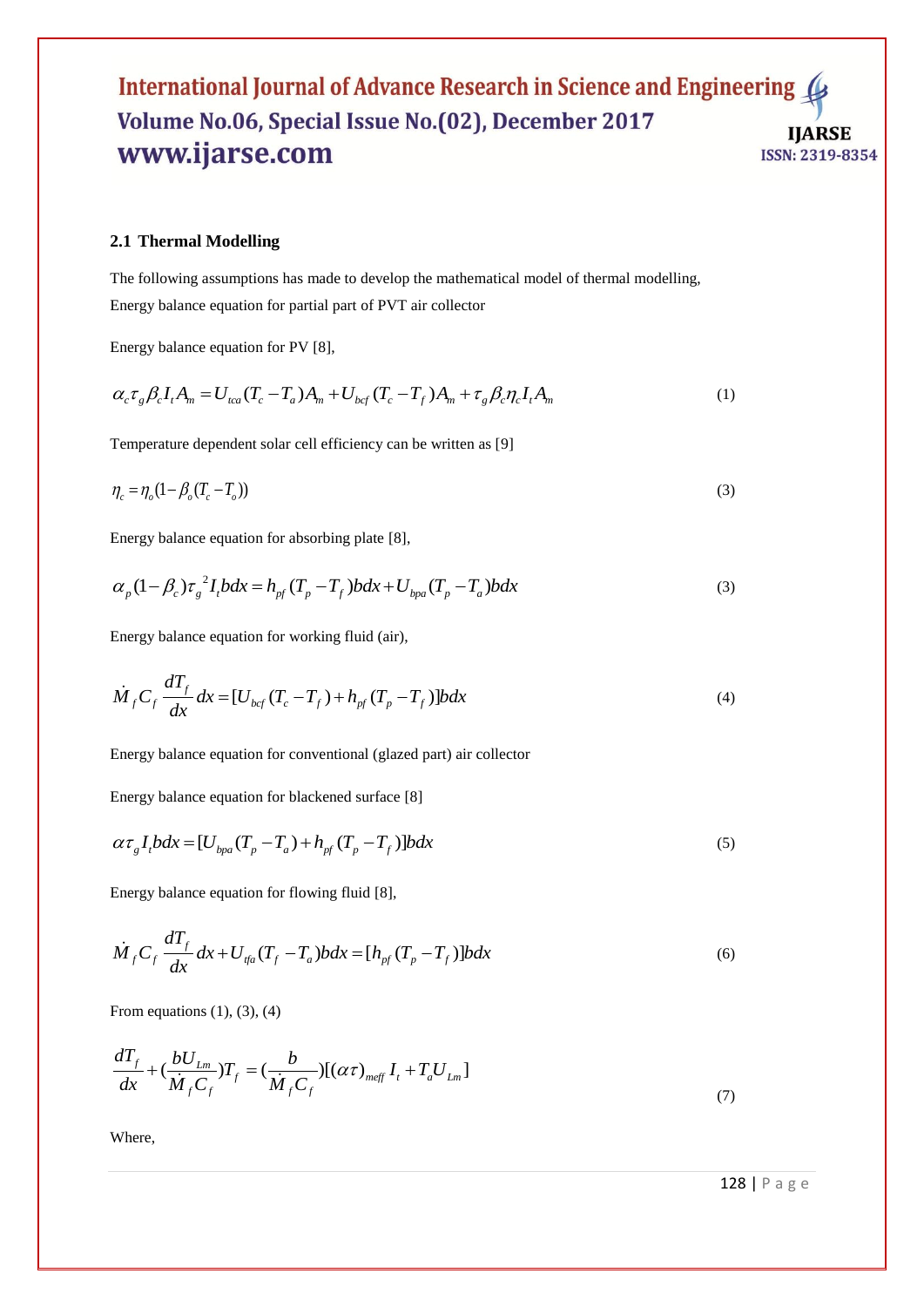### 2.1 Thermal Modelling

The following assumptions has made to develop the mathematical model of thermal modelling,

Energy balance equation for partial part of PVT air collector

Energy balance equation for PV [8],

$$\alpha_c \tau_g \beta_c I_t A_m = U_{tca}(T_c - T_a)A_m + U_{bcf}(T_c - T_f)A_m + \tau_g \beta_c \eta_c I_t A_m \tag{1}$$

Temperature dependent solar cell efficiency can be written as [9]

$$\eta_c = \eta_o(1 - \beta_o(T_c - T_o)) \tag{3}$$

Energy balance equation for absorbing plate [8],

$$\alpha_p (1-\beta_c)\tau_g{}^2 I_t bdx = h_{pf}(T_p - T_f)bdx + U_{bpa}(T_p - T_a)bdx \tag{3}$$

Energy balance equation for working fluid (air),

$$\dot{M}_f C_f \frac{dT_f}{dx}dx = [U_{bcf}(T_c - T_f) + h_{pf}(T_p - T_f)]bdx \tag{4}$$

Energy balance equation for conventional (glazed part) air collector

Energy balance equation for blackened surface [8]

$$\alpha \tau_g I_t bdx = [U_{bpa}(T_p - T_a) + h_{pf}(T_p - T_f)]bdx \tag{5}$$

Energy balance equation for flowing fluid [8],

$$\dot{M}_f C_f \frac{dT_f}{dx}dx + U_{tfa}(T_f - T_a)bdx = [h_{pf}(T_p - T_f)]bdx \tag{6}$$

From equations (1), (3), (4)

$$\frac{dT_f}{dx} + \left(\frac{bU_{Lm}}{\dot{M}_f C_f}\right)T_f = \left(\frac{b}{\dot{M}_f C_f}\right)[(\alpha\tau)_{meff} I_t + T_a U_{Lm}] \tag{7}$$

Where,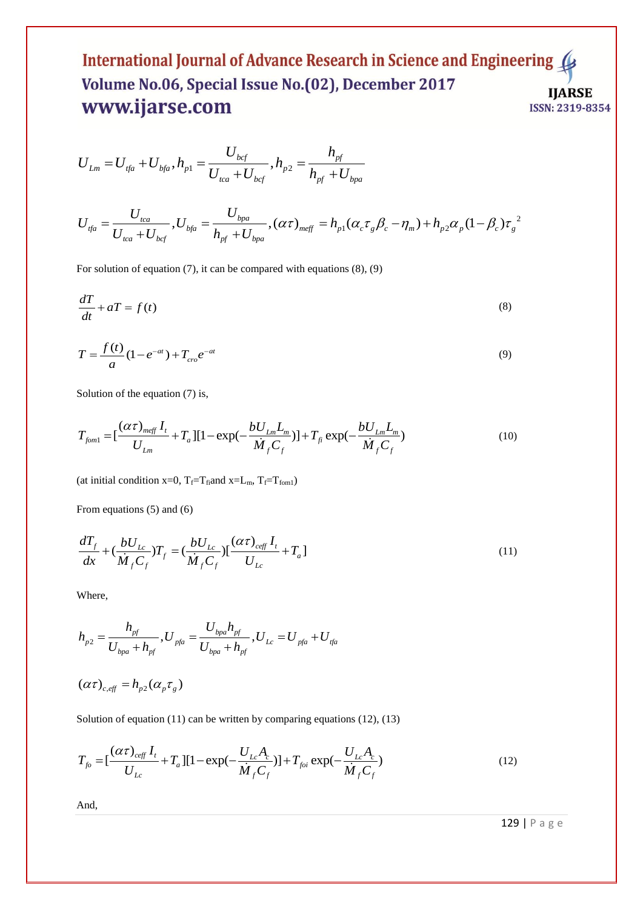$$U_{Lm} = U_{tfa} + U_{bfa}, h_{p1} = \frac{U_{bcf}}{U_{tca} + U_{bcf}}, h_{p2} = \frac{h_{pf}}{h_{pf} + U_{bpa}}$$

$$U_{tfa} = \frac{U_{tca}}{U_{tca} + U_{bcf}}, U_{bfa} = \frac{U_{bpa}}{h_{pf} + U_{bpa}}, (\alpha\tau)_{meff} = h_{p1}(\alpha_c \tau_g \beta_c - \eta_m) + h_{p2}\alpha_p (1-\beta_c)\tau_g{}^2$$

For solution of equation (7), it can be compared with equations (8), (9)

$$\frac{dT}{dt} + aT = f(t) \tag{8}$$

$$T = \frac{f(t)}{a}(1 - e^{-at}) + T_{cro} e^{-at} \tag{9}$$

Solution of the equation (7) is,

$$T_{fom1} = [\frac{(\alpha\tau)_{meff} I_t}{U_{Lm}} + T_a][1 - \exp(-\frac{bU_{Lm}L_m}{\dot{M}_f C_f})] + T_{fi} \exp(-\frac{bU_{Lm}L_m}{\dot{M}_f C_f}) \tag{10}$$

(at initial condition x=0, $T_f$=$T_{fi}$and x=$L_m$, $T_f$=$T_{fom1}$)

From equations (5) and (6)

$$\frac{dT_f}{dx} + (\frac{bU_{Lc}}{\dot{M}_f C_f})T_f = (\frac{bU_{Lc}}{\dot{M}_f C_f})[\frac{(\alpha\tau)_{ceff} I_t}{U_{Lc}} + T_a] \tag{11}$$

Where,

$$h_{p2} = \frac{h_{pf}}{U_{bpa} + h_{pf}}, U_{pfa} = \frac{U_{bpa} h_{pf}}{U_{bpa} + h_{pf}}, U_{Lc} = U_{pfa} + U_{tfa}$$

$$(\alpha\tau)_{c,eff} = h_{p2}(\alpha_p \tau_g)$$

Solution of equation (11) can be written by comparing equations (12), (13)

$$T_{fo} = [\frac{(\alpha\tau)_{ceff} I_t}{U_{Lc}} + T_a][1 - \exp(-\frac{U_{Lc}A_c}{\dot{M}_f C_f})] + T_{foi} \exp(-\frac{U_{Lc}A_c}{\dot{M}_f C_f}) \tag{12}$$

And,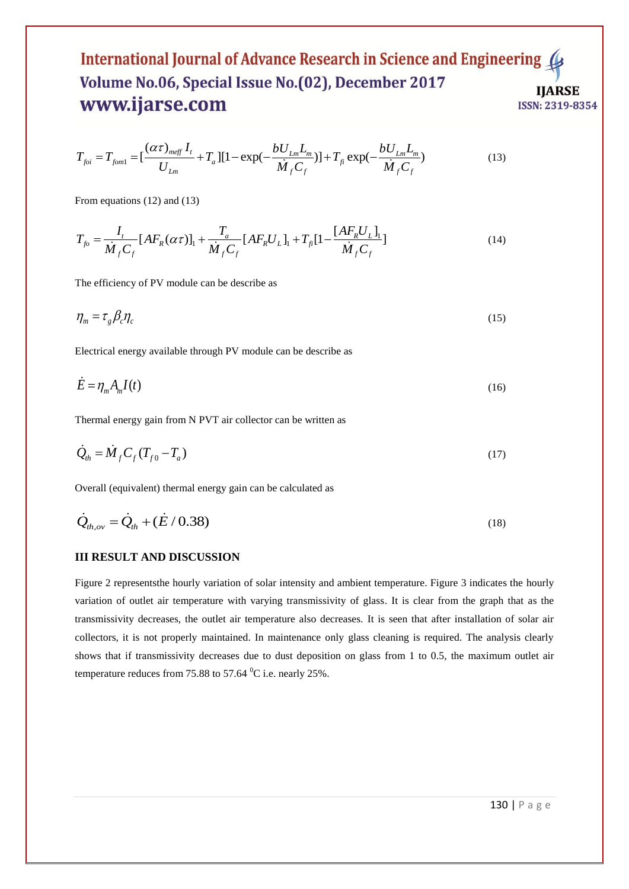$$T_{foi} = T_{fom1} = [\frac{(\alpha\tau)_{meff} I_t}{U_{Lm}} + T_a][1 - \exp(-\frac{bU_{Lm}L_m}{\dot{M}_f C_f})] + T_{fi}\exp(-\frac{bU_{Lm}L_m}{\dot{M}_f C_f}) \qquad (13)$$

From equations (12) and (13)

$$T_{fo} = \frac{I_t}{\dot{M}_f C_f}[AF_R(\alpha\tau)]_1 + \frac{T_a}{\dot{M}_f C_f}[AF_R U_L]_1 + T_{fi}[1 - \frac{[AF_R U_L]_1}{\dot{M}_f C_f}] \qquad (14)$$

The efficiency of PV module can be describe as

$$\eta_m = \tau_g \beta_c \eta_c \qquad (15)$$

Electrical energy available through PV module can be describe as

$$\dot{E} = \eta_m A_m I(t) \qquad (16)$$

Thermal energy gain from N PVT air collector can be written as

$$\dot{Q}_{th} = \dot{M}_f C_f (T_{f0} - T_a) \qquad (17)$$

Overall (equivalent) thermal energy gain can be calculated as

$$\dot{Q}_{th,ov} = \dot{Q}_{th} + (\dot{E}/0.38) \qquad (18)$$

## III RESULT AND DISCUSSION

Figure 2 representsthe hourly variation of solar intensity and ambient temperature. Figure 3 indicates the hourly variation of outlet air temperature with varying transmissivity of glass. It is clear from the graph that as the transmissivity decreases, the outlet air temperature also decreases. It is seen that after installation of solar air collectors, it is not properly maintained. In maintenance only glass cleaning is required. The analysis clearly shows that if transmissivity decreases due to dust deposition on glass from 1 to 0.5, the maximum outlet air temperature reduces from 75.88 to 57.64 $^{0}$C i.e. nearly 25%.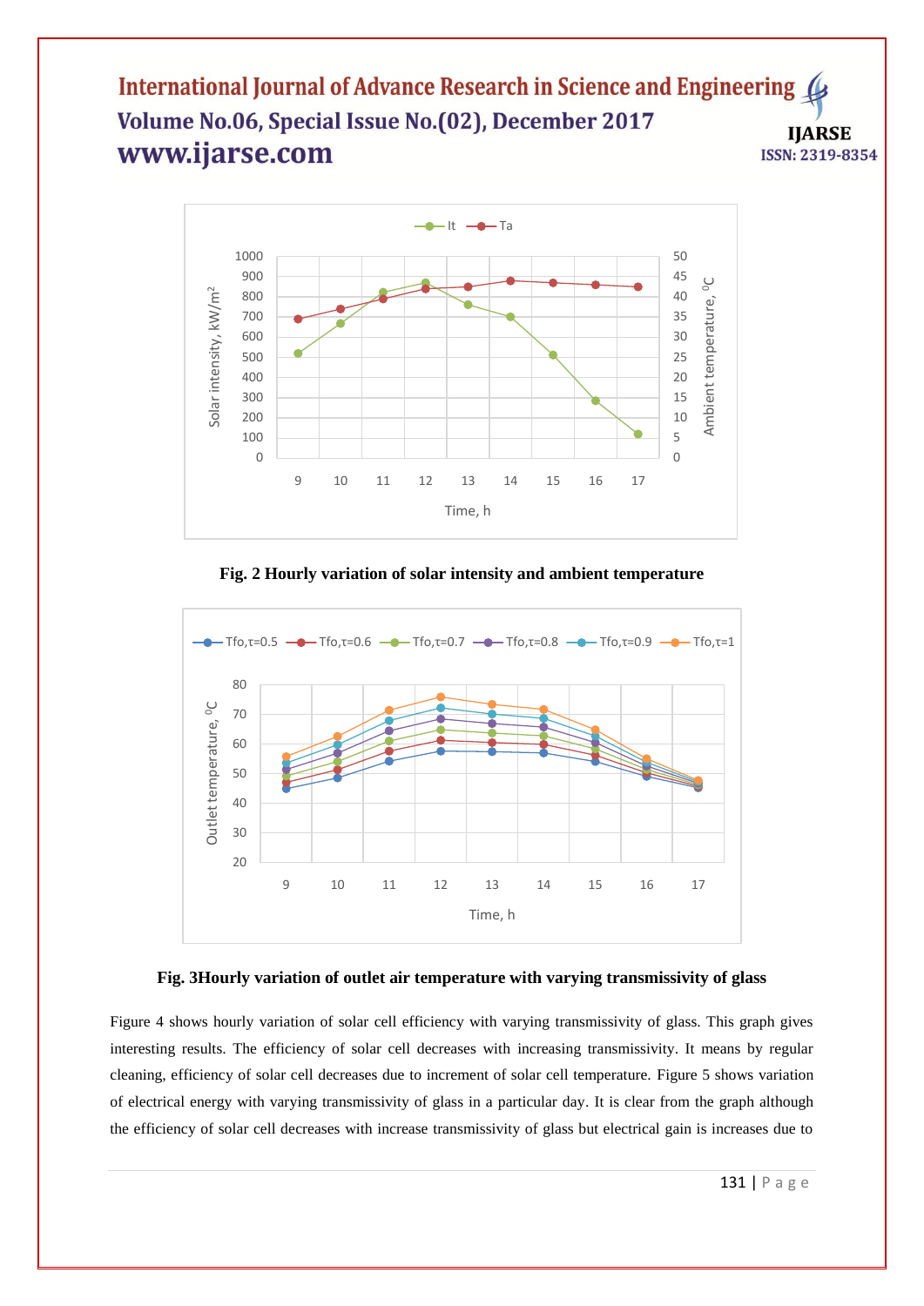Fig. 2 Hourly variation of solar intensity and ambient temperature

Fig. 3Hourly variation of outlet air temperature with varying transmissivity of glass

Figure 4 shows hourly variation of solar cell efficiency with varying transmissivity of glass. This graph gives interesting results. The efficiency of solar cell decreases with increasing transmissivity. It means by regular cleaning, efficiency of solar cell decreases due to increment of solar cell temperature. Figure 5 shows variation of electrical energy with varying transmissivity of glass in a particular day. It is clear from the graph although the efficiency of solar cell decreases with increase transmissivity of glass but electrical gain is increases due to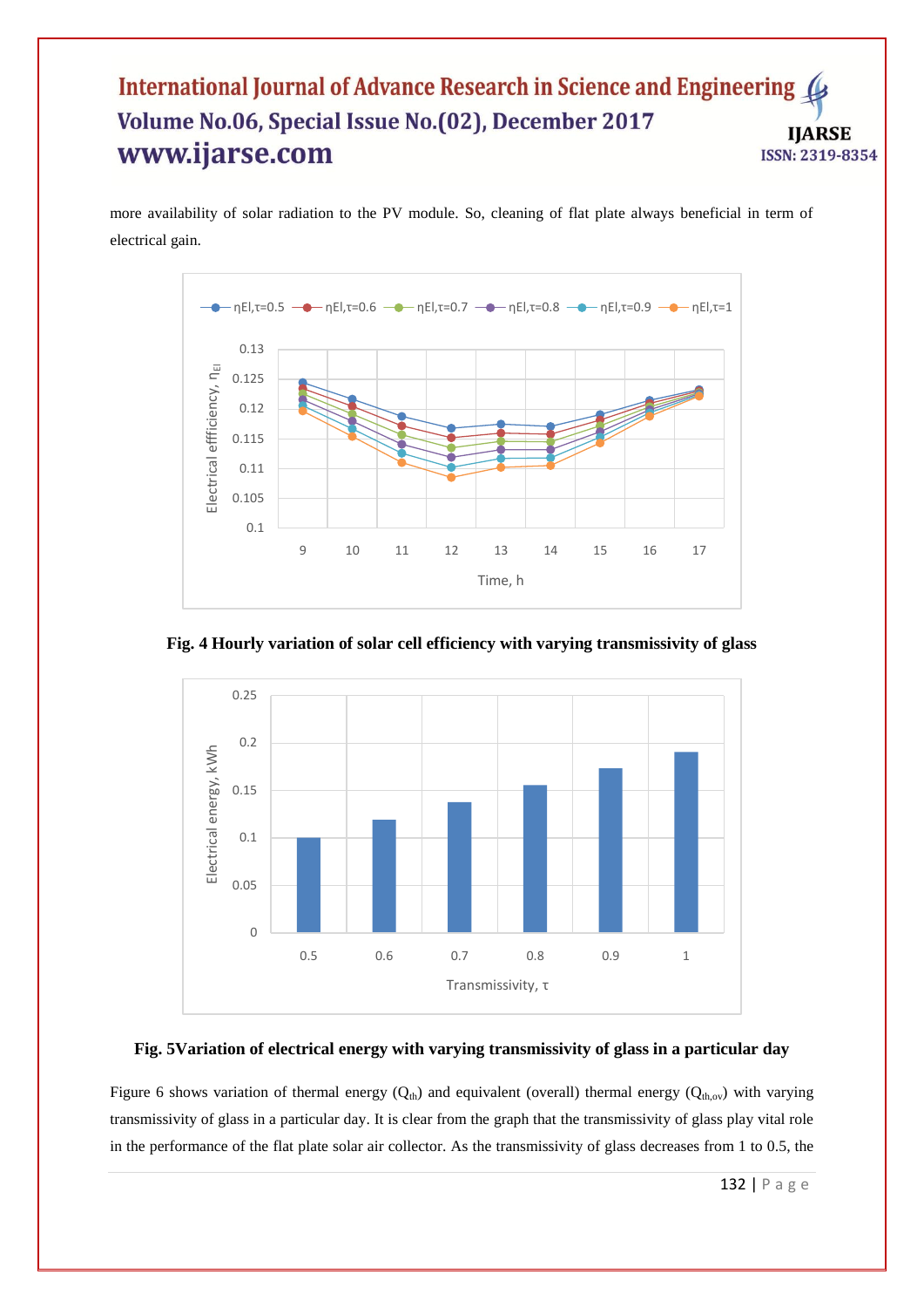more availability of solar radiation to the PV module. So, cleaning of flat plate always beneficial in term of electrical gain.

**Fig. 4 Hourly variation of solar cell efficiency with varying transmissivity of glass**

**Fig. 5Variation of electrical energy with varying transmissivity of glass in a particular day**

Figure 6 shows variation of thermal energy ($Q_{th}$) and equivalent (overall) thermal energy ($Q_{th,ov}$) with varying transmissivity of glass in a particular day. It is clear from the graph that the transmissivity of glass play vital role in the performance of the flat plate solar air collector. As the transmissivity of glass decreases from 1 to 0.5, the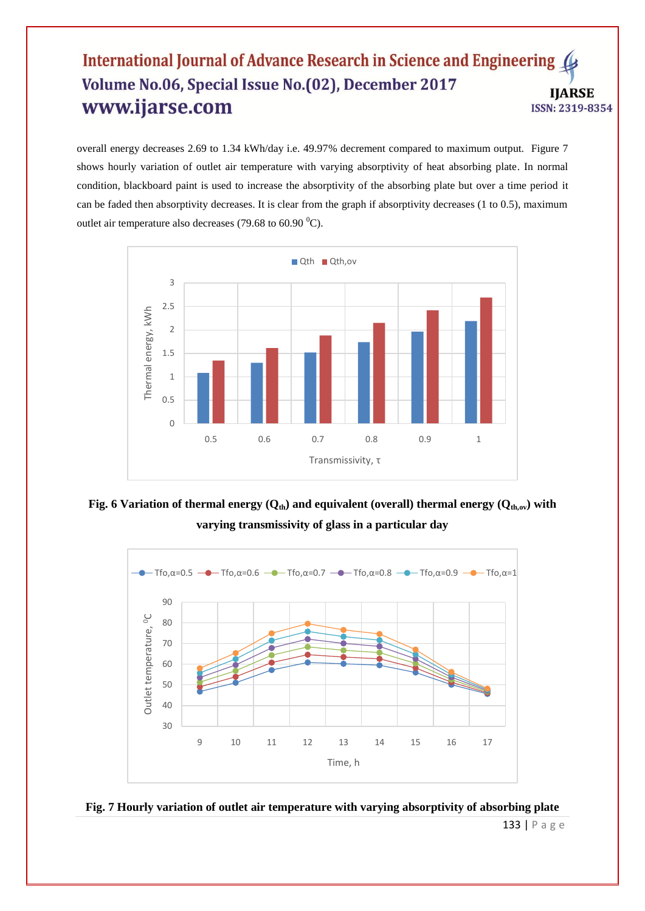overall energy decreases 2.69 to 1.34 kWh/day i.e. 49.97% decrement compared to maximum output. Figure 7 shows hourly variation of outlet air temperature with varying absorptivity of heat absorbing plate. In normal condition, blackboard paint is used to increase the absorptivity of the absorbing plate but over a time period it can be faded then absorptivity decreases. It is clear from the graph if absorptivity decreases (1 to 0.5), maximum outlet air temperature also decreases (79.68 to 60.90 $^0$C).

**Fig. 6 Variation of thermal energy ($Q_{th}$) and equivalent (overall) thermal energy ($Q_{th,ov}$) with varying transmissivity of glass in a particular day**

**Fig. 7 Hourly variation of outlet air temperature with varying absorptivity of absorbing plate**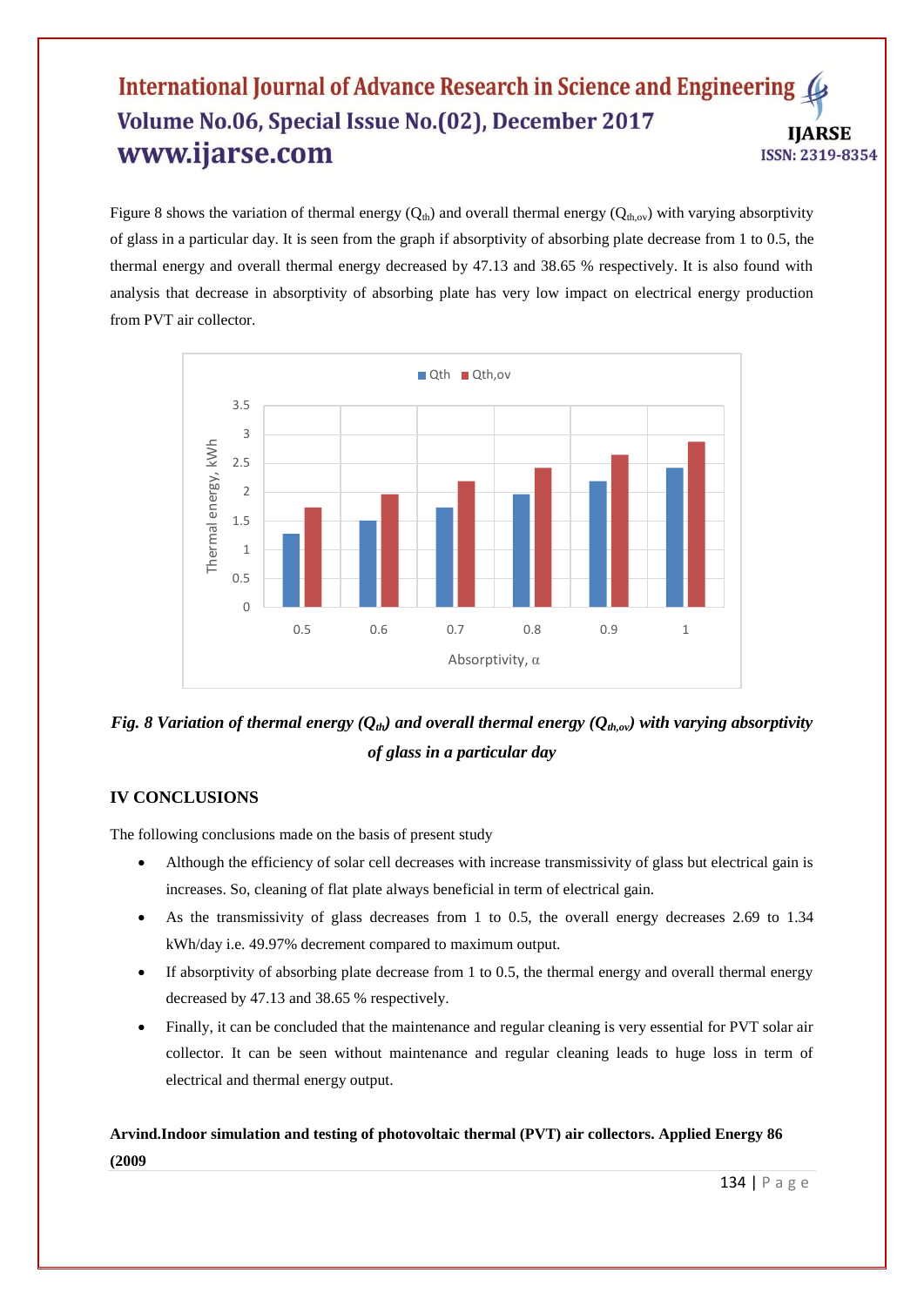Figure 8 shows the variation of thermal energy ($Q_{th}$) and overall thermal energy ($Q_{th,ov}$) with varying absorptivity of glass in a particular day. It is seen from the graph if absorptivity of absorbing plate decrease from 1 to 0.5, the thermal energy and overall thermal energy decreased by 47.13 and 38.65 % respectively. It is also found with analysis that decrease in absorptivity of absorbing plate has very low impact on electrical energy production from PVT air collector.

***Fig. 8 Variation of thermal energy ($Q_{th}$) and overall thermal energy ($Q_{th,ov}$) with varying absorptivity of glass in a particular day***

## IV CONCLUSIONS

The following conclusions made on the basis of present study

- Although the efficiency of solar cell decreases with increase transmissivity of glass but electrical gain is increases. So, cleaning of flat plate always beneficial in term of electrical gain.
- As the transmissivity of glass decreases from 1 to 0.5, the overall energy decreases 2.69 to 1.34 kWh/day i.e. 49.97% decrement compared to maximum output.
- If absorptivity of absorbing plate decrease from 1 to 0.5, the thermal energy and overall thermal energy decreased by 47.13 and 38.65 % respectively.
- Finally, it can be concluded that the maintenance and regular cleaning is very essential for PVT solar air collector. It can be seen without maintenance and regular cleaning leads to huge loss in term of electrical and thermal energy output.

**Arvind.Indoor simulation and testing of photovoltaic thermal (PVT) air collectors. Applied Energy 86 (2009**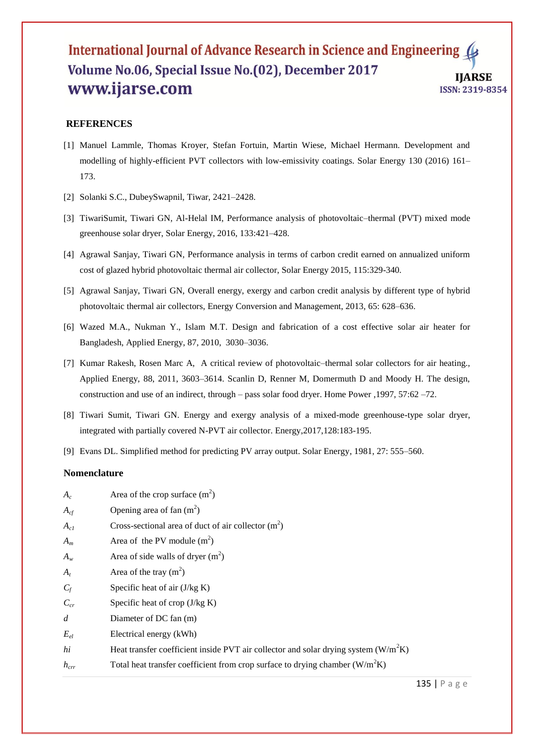## REFERENCES

[1] Manuel Lammle, Thomas Kroyer, Stefan Fortuin, Martin Wiese, Michael Hermann. Development and modelling of highly-efficient PVT collectors with low-emissivity coatings. Solar Energy 130 (2016) 161–173.

[2] Solanki S.C., DubeySwapnil, Tiwar, 2421–2428.

[3] TiwariSumit, Tiwari GN, Al-Helal IM, Performance analysis of photovoltaic–thermal (PVT) mixed mode greenhouse solar dryer, Solar Energy, 2016, 133:421–428.

[4] Agrawal Sanjay, Tiwari GN, Performance analysis in terms of carbon credit earned on annualized uniform cost of glazed hybrid photovoltaic thermal air collector, Solar Energy 2015, 115:329-340.

[5] Agrawal Sanjay, Tiwari GN, Overall energy, exergy and carbon credit analysis by different type of hybrid photovoltaic thermal air collectors, Energy Conversion and Management, 2013, 65: 628–636.

[6] Wazed M.A., Nukman Y., Islam M.T. Design and fabrication of a cost effective solar air heater for Bangladesh, Applied Energy, 87, 2010, 3030–3036.

[7] Kumar Rakesh, Rosen Marc A, A critical review of photovoltaic–thermal solar collectors for air heating., Applied Energy, 88, 2011, 3603–3614. Scanlin D, Renner M, Domermuth D and Moody H. The design, construction and use of an indirect, through – pass solar food dryer. Home Power ,1997, 57:62 –72.

[8] Tiwari Sumit, Tiwari GN. Energy and exergy analysis of a mixed-mode greenhouse-type solar dryer, integrated with partially covered N-PVT air collector. Energy,2017,128:183-195.

[9] Evans DL. Simplified method for predicting PV array output. Solar Energy, 1981, 27: 555–560.

## Nomenclature

| | |
|---|---|
| $A_c$ | Area of the crop surface ($m^2$) |
| $A_{cf}$ | Opening area of fan ($m^2$) |
| $A_{c1}$ | Cross-sectional area of duct of air collector ($m^2$) |
| $A_m$ | Area of the PV module ($m^2$) |
| $A_w$ | Area of side walls of dryer ($m^2$) |
| $A_t$ | Area of the tray ($m^2$) |
| $C_f$ | Specific heat of air (J/kg K) |
| $C_{cr}$ | Specific heat of crop (J/kg K) |
| $d$ | Diameter of DC fan (m) |
| $E_{el}$ | Electrical energy (kWh) |
| $hi$ | Heat transfer coefficient inside PVT air collector and solar drying system ($W/m^2K$) |
| $h_{crr}$ | Total heat transfer coefficient from crop surface to drying chamber ($W/m^2K$) |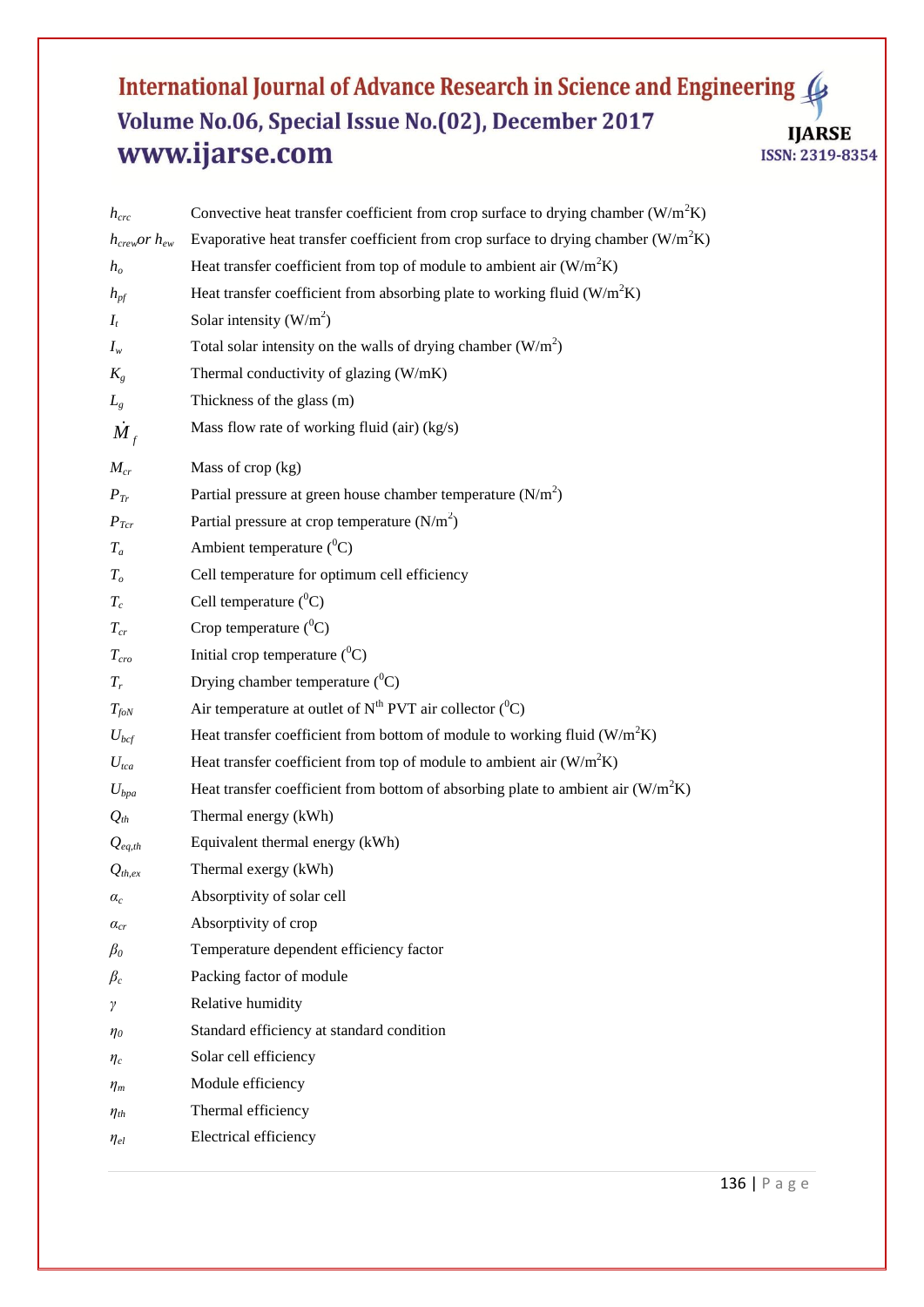| | |
|---|---|
| $h_{crc}$ | Convective heat transfer coefficient from crop surface to drying chamber ($W/m^2K$) |
| $h_{crew}$ or $h_{ew}$ | Evaporative heat transfer coefficient from crop surface to drying chamber ($W/m^2K$) |
| $h_o$ | Heat transfer coefficient from top of module to ambient air ($W/m^2K$) |
| $h_{pf}$ | Heat transfer coefficient from absorbing plate to working fluid ($W/m^2K$) |
| $I_t$ | Solar intensity ($W/m^2$) |
| $I_w$ | Total solar intensity on the walls of drying chamber ($W/m^2$) |
| $K_g$ | Thermal conductivity of glazing (W/mK) |
| $L_g$ | Thickness of the glass (m) |
| $\dot{M}_f$ | Mass flow rate of working fluid (air) (kg/s) |
| $M_{cr}$ | Mass of crop (kg) |
| $P_{Tr}$ | Partial pressure at green house chamber temperature ($N/m^2$) |
| $P_{Tcr}$ | Partial pressure at crop temperature ($N/m^2$) |
| $T_a$ | Ambient temperature ($^0C$) |
| $T_o$ | Cell temperature for optimum cell efficiency |
| $T_c$ | Cell temperature ($^0C$) |
| $T_{cr}$ | Crop temperature ($^0C$) |
| $T_{cro}$ | Initial crop temperature ($^0C$) |
| $T_r$ | Drying chamber temperature ($^0C$) |
| $T_{foN}$ | Air temperature at outlet of $N^{th}$ PVT air collector ($^0C$) |
| $U_{bcf}$ | Heat transfer coefficient from bottom of module to working fluid ($W/m^2K$) |
| $U_{tca}$ | Heat transfer coefficient from top of module to ambient air ($W/m^2K$) |
| $U_{bpa}$ | Heat transfer coefficient from bottom of absorbing plate to ambient air ($W/m^2K$) |
| $Q_{th}$ | Thermal energy (kWh) |
| $Q_{eq,th}$ | Equivalent thermal energy (kWh) |
| $Q_{th,ex}$ | Thermal exergy (kWh) |
| $\alpha_c$ | Absorptivity of solar cell |
| $\alpha_{cr}$ | Absorptivity of crop |
| $\beta_0$ | Temperature dependent efficiency factor |
| $\beta_c$ | Packing factor of module |
| $\gamma$ | Relative humidity |
| $\eta_0$ | Standard efficiency at standard condition |
| $\eta_c$ | Solar cell efficiency |
| $\eta_m$ | Module efficiency |
| $\eta_{th}$ | Thermal efficiency |
| $\eta_{el}$ | Electrical efficiency |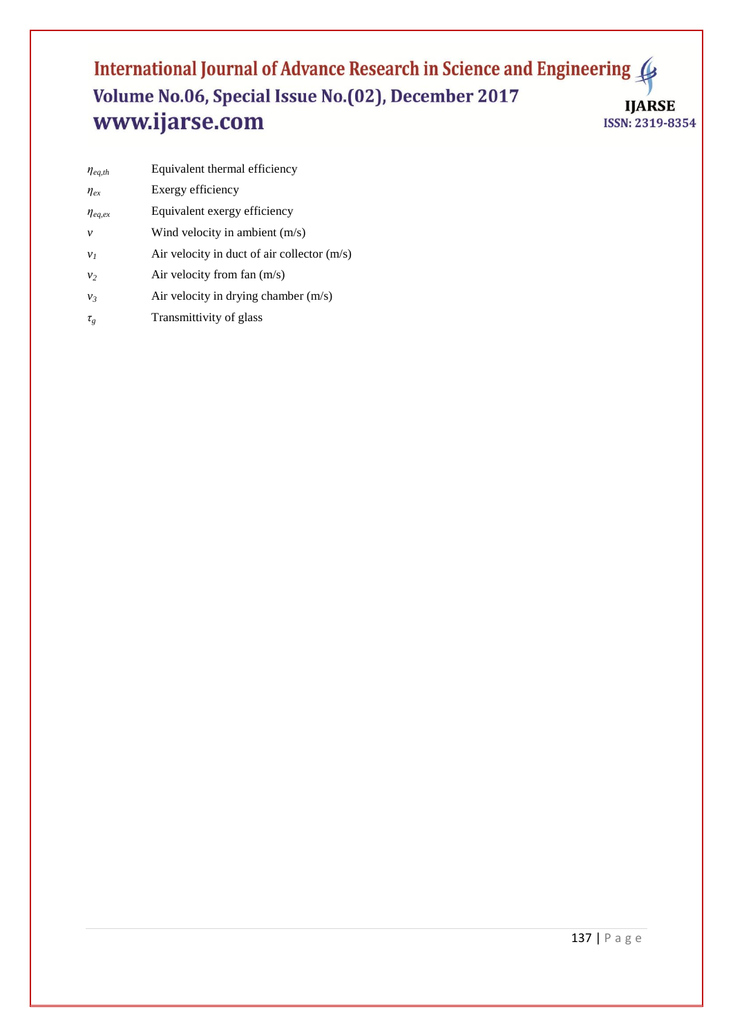| | |
|---|---|
| $\eta_{eq,th}$ | Equivalent thermal efficiency |
| $\eta_{ex}$ | Exergy efficiency |
| $\eta_{eq,ex}$ | Equivalent exergy efficiency |
| $v$ | Wind velocity in ambient (m/s) |
| $v_1$ | Air velocity in duct of air collector (m/s) |
| $v_2$ | Air velocity from fan (m/s) |
| $v_3$ | Air velocity in drying chamber (m/s) |
| $\tau_g$ | Transmittivity of glass |